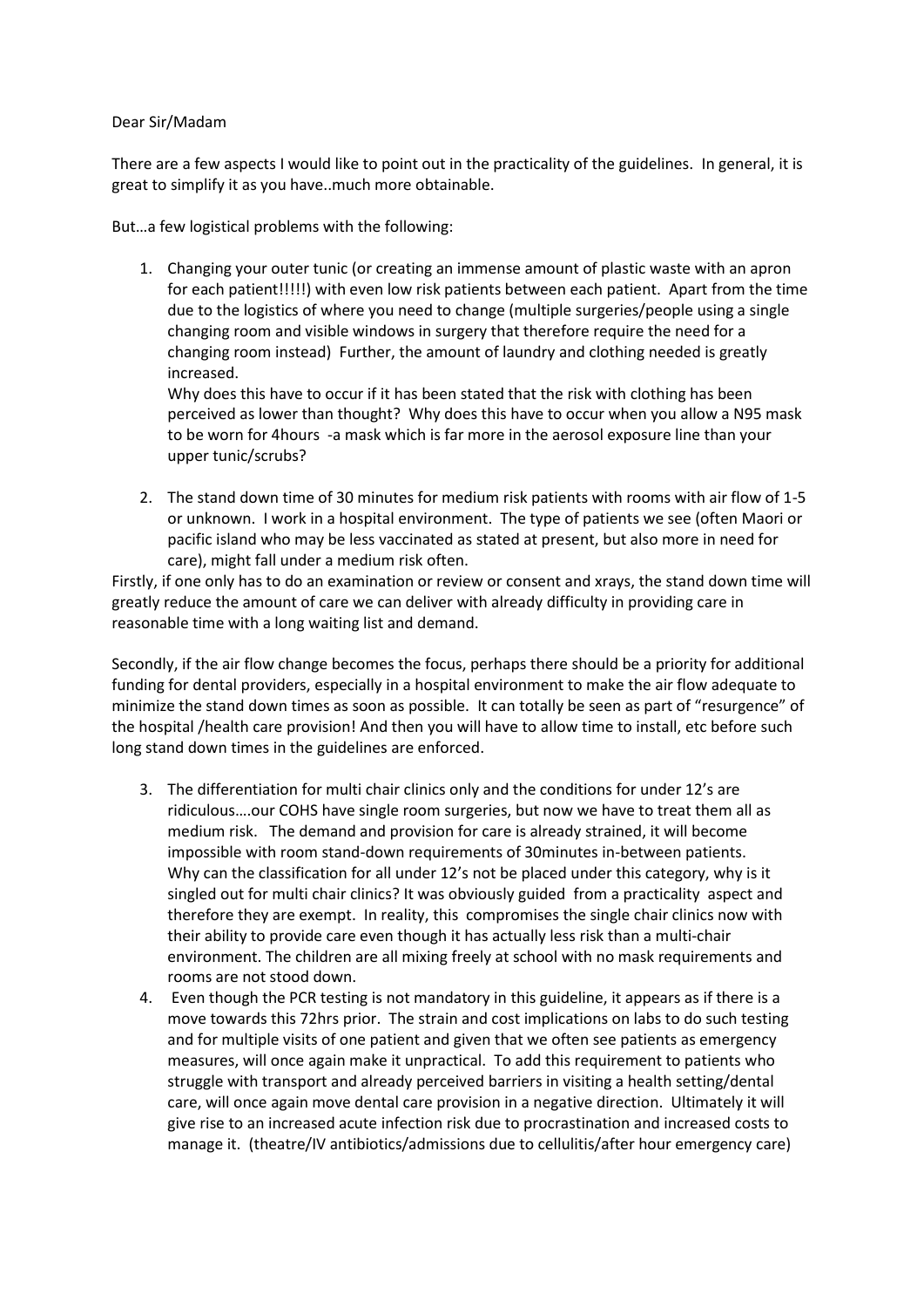Dear Sir/Madam

There are a few aspects I would like to point out in the practicality of the guidelines. In general, it is great to simplify it as you have..much more obtainable.

But…a few logistical problems with the following:

1. Changing your outer tunic (or creating an immense amount of plastic waste with an apron for each patient!!!!!) with even low risk patients between each patient. Apart from the time due to the logistics of where you need to change (multiple surgeries/people using a single changing room and visible windows in surgery that therefore require the need for a changing room instead) Further, the amount of laundry and clothing needed is greatly increased.
   Why does this have to occur if it has been stated that the risk with clothing has been perceived as lower than thought? Why does this have to occur when you allow a N95 mask to be worn for 4hours -a mask which is far more in the aerosol exposure line than your upper tunic/scrubs?

2. The stand down time of 30 minutes for medium risk patients with rooms with air flow of 1-5 or unknown. I work in a hospital environment. The type of patients we see (often Maori or pacific island who may be less vaccinated as stated at present, but also more in need for care), might fall under a medium risk often.

Firstly, if one only has to do an examination or review or consent and xrays, the stand down time will greatly reduce the amount of care we can deliver with already difficulty in providing care in reasonable time with a long waiting list and demand.

Secondly, if the air flow change becomes the focus, perhaps there should be a priority for additional funding for dental providers, especially in a hospital environment to make the air flow adequate to minimize the stand down times as soon as possible. It can totally be seen as part of "resurgence" of the hospital /health care provision! And then you will have to allow time to install, etc before such long stand down times in the guidelines are enforced.

3. The differentiation for multi chair clinics only and the conditions for under 12's are ridiculous….our COHS have single room surgeries, but now we have to treat them all as medium risk. The demand and provision for care is already strained, it will become impossible with room stand-down requirements of 30minutes in-between patients.
   Why can the classification for all under 12's not be placed under this category, why is it singled out for multi chair clinics? It was obviously guided from a practicality aspect and therefore they are exempt. In reality, this compromises the single chair clinics now with their ability to provide care even though it has actually less risk than a multi-chair environment. The children are all mixing freely at school with no mask requirements and rooms are not stood down.
4. Even though the PCR testing is not mandatory in this guideline, it appears as if there is a move towards this 72hrs prior. The strain and cost implications on labs to do such testing and for multiple visits of one patient and given that we often see patients as emergency measures, will once again make it unpractical. To add this requirement to patients who struggle with transport and already perceived barriers in visiting a health setting/dental care, will once again move dental care provision in a negative direction. Ultimately it will give rise to an increased acute infection risk due to procrastination and increased costs to manage it. (theatre/IV antibiotics/admissions due to cellulitis/after hour emergency care)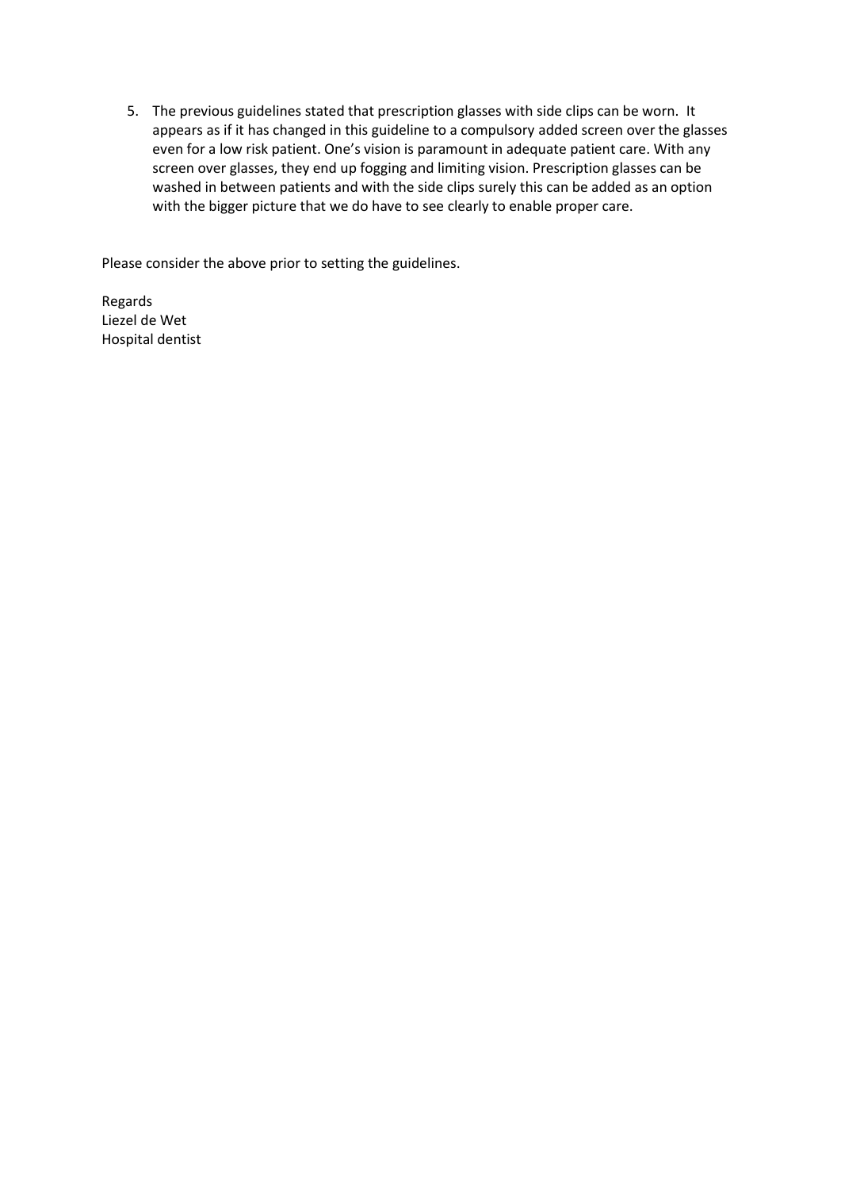5. The previous guidelines stated that prescription glasses with side clips can be worn. It appears as if it has changed in this guideline to a compulsory added screen over the glasses even for a low risk patient. One's vision is paramount in adequate patient care. With any screen over glasses, they end up fogging and limiting vision. Prescription glasses can be washed in between patients and with the side clips surely this can be added as an option with the bigger picture that we do have to see clearly to enable proper care.

Please consider the above prior to setting the guidelines.

Regards
Liezel de Wet
Hospital dentist